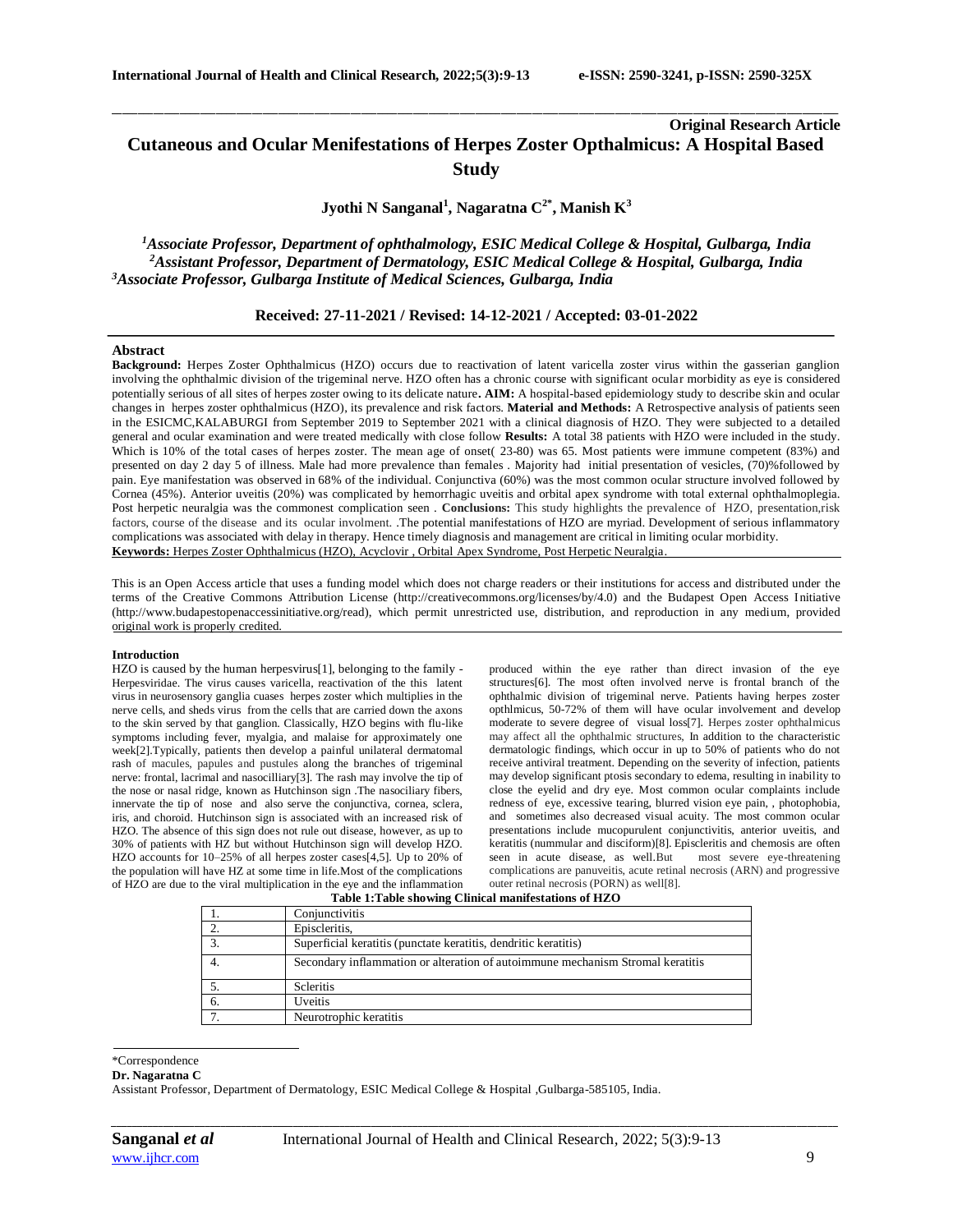**Original Research Article**

# Cutaneous and Ocular Menifestations of Herpes Zoster Opthalmicus: A Hospital Based Study

**Jyothi N Sanganal[1], Nagaratna C[2*], Manish K[3]**

*[1]Associate Professor, Department of ophthalmology, ESIC Medical College & Hospital, Gulbarga, India*
*[2]Assistant Professor, Department of Dermatology, ESIC Medical College & Hospital, Gulbarga, India*
*[3]Associate Professor, Gulbarga Institute of Medical Sciences, Gulbarga, India*

**Received: 27-11-2021 / Revised: 14-12-2021 / Accepted: 03-01-2022**

## Abstract

**Background:** Herpes Zoster Ophthalmicus (HZO) occurs due to reactivation of latent varicella zoster virus within the gasserian ganglion involving the ophthalmic division of the trigeminal nerve. HZO often has a chronic course with significant ocular morbidity as eye is considered potentially serious of all sites of herpes zoster owing to its delicate nature**. AIM:** A hospital-based epidemiology study to describe skin and ocular changes in herpes zoster ophthalmicus (HZO), its prevalence and risk factors. **Material and Methods:** A Retrospective analysis of patients seen in the ESICMC,KALABURGI from September 2019 to September 2021 with a clinical diagnosis of HZO. They were subjected to a detailed general and ocular examination and were treated medically with close follow **Results:** A total 38 patients with HZO were included in the study. Which is 10% of the total cases of herpes zoster. The mean age of onset( 23-80) was 65. Most patients were immune competent (83%) and presented on day 2 day 5 of illness. Male had more prevalence than females . Majority had initial presentation of vesicles, (70)%followed by pain. Eye manifestation was observed in 68% of the individual. Conjunctiva (60%) was the most common ocular structure involved followed by Cornea (45%). Anterior uveitis (20%) was complicated by hemorrhagic uveitis and orbital apex syndrome with total external ophthalmoplegia. Post herpetic neuralgia was the commonest complication seen . **Conclusions:** This study highlights the prevalence of HZO, presentation,risk factors, course of the disease and its ocular involment. .The potential manifestations of HZO are myriad. Development of serious inflammatory complications was associated with delay in therapy. Hence timely diagnosis and management are critical in limiting ocular morbidity.
**Keywords:** Herpes Zoster Ophthalmicus (HZO), Acyclovir , Orbital Apex Syndrome, Post Herpetic Neuralgia.

This is an Open Access article that uses a funding model which does not charge readers or their institutions for access and distributed under the terms of the Creative Commons Attribution License (http://creativecommons.org/licenses/by/4.0) and the Budapest Open Access Initiative (http://www.budapestopenaccessinitiative.org/read), which permit unrestricted use, distribution, and reproduction in any medium, provided original work is properly credited.

## Introduction

HZO is caused by the human herpesvirus[1], belonging to the family - Herpesviridae. The virus causes varicella, reactivation of the this latent virus in neurosensory ganglia cuases herpes zoster which multiplies in the nerve cells, and sheds virus from the cells that are carried down the axons to the skin served by that ganglion. Classically, HZO begins with flu-like symptoms including fever, myalgia, and malaise for approximately one week[2].Typically, patients then develop a painful unilateral dermatomal rash of macules, papules and pustules along the branches of trigeminal nerve: frontal, lacrimal and nasocilliary[3]. The rash may involve the tip of the nose or nasal ridge, known as Hutchinson sign .The nasociliary fibers, innervate the tip of nose and also serve the conjunctiva, cornea, sclera, iris, and choroid. Hutchinson sign is associated with an increased risk of HZO. The absence of this sign does not rule out disease, however, as up to 30% of patients with HZ but without Hutchinson sign will develop HZO. HZO accounts for 10–25% of all herpes zoster cases[4,5]. Up to 20% of the population will have HZ at some time in life.Most of the complications of HZO are due to the viral multiplication in the eye and the inflammation produced within the eye rather than direct invasion of the eye structures[6]. The most often involved nerve is frontal branch of the ophthalmic division of trigeminal nerve. Patients having herpes zoster opthlmicus, 50-72% of them will have ocular involvement and develop moderate to severe degree of visual loss[7]. Herpes zoster ophthalmicus may affect all the ophthalmic structures, In addition to the characteristic dermatologic findings, which occur in up to 50% of patients who do not receive antiviral treatment. Depending on the severity of infection, patients may develop significant ptosis secondary to edema, resulting in inability to close the eyelid and dry eye. Most common ocular complaints include redness of eye, excessive tearing, blurred vision eye pain, , photophobia, and sometimes also decreased visual acuity. The most common ocular presentations include mucopurulent conjunctivitis, anterior uveitis, and keratitis (nummular and disciform)[8]. Episcleritis and chemosis are often seen in acute disease, as well.But most severe eye-threatening complications are panuveitis, acute retinal necrosis (ARN) and progressive outer retinal necrosis (PORN) as well[8].

**Table 1:Table showing Clinical manifestations of HZO**

| | |
|---|---|
| 1. | Conjunctivitis |
| 2. | Episcleritis, |
| 3. | Superficial keratitis (punctate keratitis, dendritic keratitis) |
| 4. | Secondary inflammation or alteration of autoimmune mechanism Stromal keratitis |
| 5. | Scleritis |
| 6. | Uveitis |
| 7. | Neurotrophic keratitis |

\*Correspondence
**Dr. Nagaratna C**
Assistant Professor, Department of Dermatology, ESIC Medical College & Hospital ,Gulbarga-585105, India.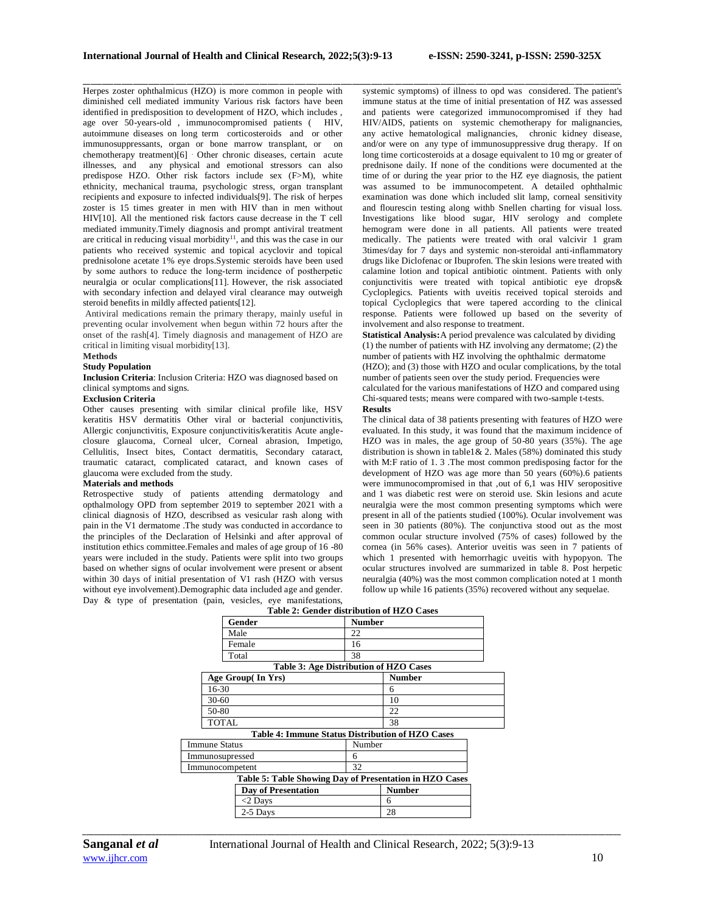Herpes zoster ophthalmicus (HZO) is more common in people with diminished cell mediated immunity Various risk factors have been identified in predisposition to development of HZO, which includes , age over 50-years-old , immunocompromised patients ( HIV, autoimmune diseases on long term corticosteroids and or other immunosuppressants, organ or bone marrow transplant, or on chemotherapy treatment)[6] . Other chronic diseases, certain acute illnesses, and any physical and emotional stressors can also predispose HZO. Other risk factors include sex (F>M), white ethnicity, mechanical trauma, psychologic stress, organ transplant recipients and exposure to infected individuals[9]. The risk of herpes zoster is 15 times greater in men with HIV than in men without HIV[10]. All the mentioned risk factors cause decrease in the T cell mediated immunity.Timely diagnosis and prompt antiviral treatment are critical in reducing visual morbidity[11], and this was the case in our patients who received systemic and topical acyclovir and topical prednisolone acetate 1% eye drops.Systemic steroids have been used by some authors to reduce the long-term incidence of postherpetic neuralgia or ocular complications[11]. However, the risk associated with secondary infection and delayed viral clearance may outweigh steroid benefits in mildly affected patients[12].

Antiviral medications remain the primary therapy, mainly useful in preventing ocular involvement when begun within 72 hours after the onset of the rash[4]. Timely diagnosis and management of HZO are critical in limiting visual morbidity[13].

**Methods**

**Study Population**

**Inclusion Criteria**: Inclusion Criteria: HZO was diagnosed based on clinical symptoms and signs.

**Exclusion Criteria**

Other causes presenting with similar clinical profile like, HSV keratitis HSV dermatitis Other viral or bacterial conjunctivitis, Allergic conjunctivitis, Exposure conjunctivitis/keratitis Acute angle-closure glaucoma, Corneal ulcer, Corneal abrasion, Impetigo, Cellulitis, Insect bites, Contact dermatitis, Secondary cataract, traumatic cataract, complicated cataract, and known cases of glaucoma were excluded from the study.

**Materials and methods**

Retrospective study of patients attending dermatology and opthalmology OPD from september 2019 to september 2021 with a clinical diagnosis of HZO, describsed as vesicular rash along with pain in the V1 dermatome .The study was conducted in accordance to the principles of the Declaration of Helsinki and after approval of institution ethics committee.Females and males of age group of 16 -80 years were included in the study. Patients were split into two groups based on whether signs of ocular involvement were present or absent within 30 days of initial presentation of V1 rash (HZO with versus without eye involvement).Demographic data included age and gender. Day & type of presentation (pain, vesicles, eye manifestations, systemic symptoms) of illness to opd was considered. The patient's immune status at the time of initial presentation of HZ was assessed and patients were categorized immunocompromised if they had HIV/AIDS, patients on systemic chemotherapy for malignancies, any active hematological malignancies, chronic kidney disease, and/or were on any type of immunosuppressive drug therapy. If on long time corticosteroids at a dosage equivalent to 10 mg or greater of prednisone daily. If none of the conditions were documented at the time of or during the year prior to the HZ eye diagnosis, the patient was assumed to be immunocompetent. A detailed ophthalmic examination was done which included slit lamp, corneal sensitivity and flourescin testing along withb Snellen charting for visual loss. Investigations like blood sugar, HIV serology and complete hemogram were done in all patients. All patients were treated medically. The patients were treated with oral valcivir 1 gram 3times/day for 7 days and systemic non-steroidal anti-inflammatory drugs like Diclofenac or Ibuprofen. The skin lesions were treated with calamine lotion and topical antibiotic ointment. Patients with only conjunctivitis were treated with topical antibiotic eye drops& Cycloplegics. Patients with uveitis received topical steroids and topical Cycloplegics that were tapered according to the clinical response. Patients were followed up based on the severity of involvement and also response to treatment.

**Statistical Analysis:**A period prevalence was calculated by dividing (1) the number of patients with HZ involving any dermatome; (2) the number of patients with HZ involving the ophthalmic dermatome (HZO); and (3) those with HZO and ocular complications, by the total number of patients seen over the study period. Frequencies were calculated for the various manifestations of HZO and compared using Chi-squared tests; means were compared with two-sample t-tests.

**Results**

The clinical data of 38 patients presenting with features of HZO were evaluated. In this study, it was found that the maximum incidence of HZO was in males, the age group of 50-80 years (35%). The age distribution is shown in table1& 2. Males (58%) dominated this study with M:F ratio of 1. 3 .The most common predisposing factor for the development of HZO was age more than 50 years (60%).6 patients were immunocompromised in that ,out of 6,1 was HIV seropositive and 1 was diabetic rest were on steroid use. Skin lesions and acute neuralgia were the most common presenting symptoms which were present in all of the patients studied (100%). Ocular involvement was seen in 30 patients (80%). The conjunctiva stood out as the most common ocular structure involved (75% of cases) followed by the cornea (in 56% cases). Anterior uveitis was seen in 7 patients of which 1 presented with hemorrhagic uveitis with hypopyon. The ocular structures involved are summarized in table 8. Post herpetic neuralgia (40%) was the most common complication noted at 1 month follow up while 16 patients (35%) recovered without any sequelae.

**Table 2: Gender distribution of HZO Cases**

| Gender | Number |
|---|---|
| Male | 22 |
| Female | 16 |
| Total | 38 |

**Table 3: Age Distribution of HZO Cases**

| Age Group( In Yrs) | Number |
|---|---|
| 16-30 | 6 |
| 30-60 | 10 |
| 50-80 | 22 |
| TOTAL | 38 |

**Table 4: Immune Status Distribution of HZO Cases**

| Immune Status | Number |
|---|---|
| Immunosupressed | 6 |
| Immunocompetent | 32 |

**Table 5: Table Showing Day of Presentation in HZO Cases**

| Day of Presentation | Number |
|---|---|
| <2 Days | 6 |
| 2-5 Days | 28 |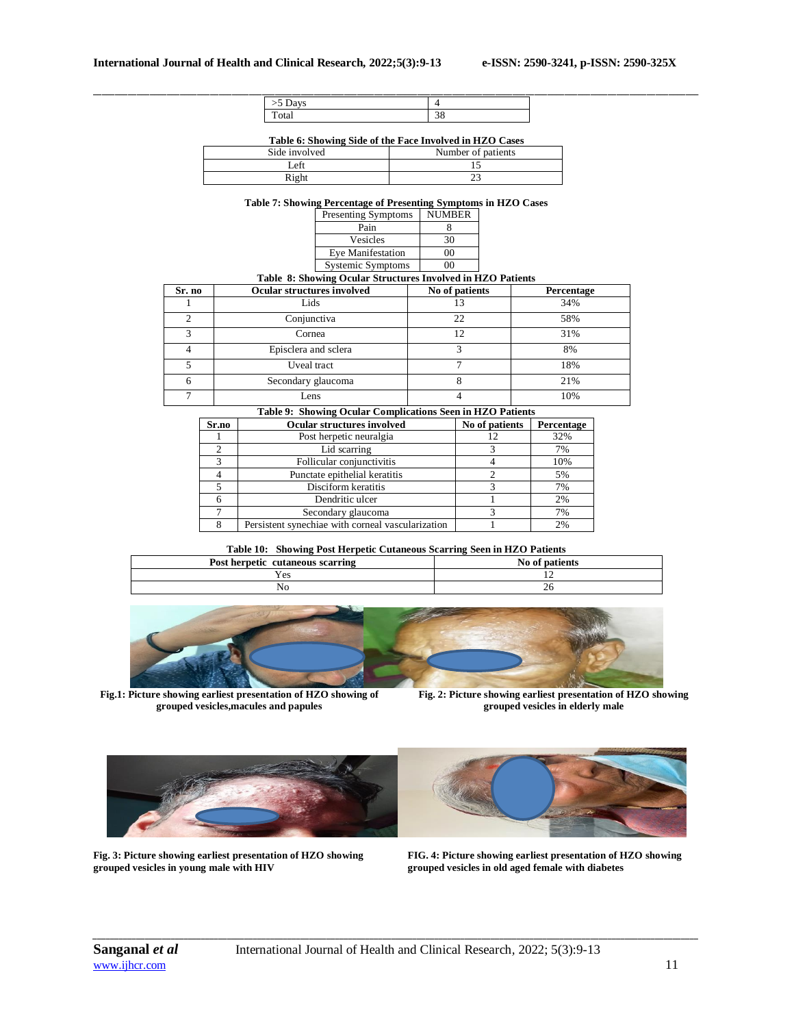| >5 Days | 4 |
|---|---|
| Total | 38 |

**Table 6: Showing Side of the Face Involved in HZO Cases**

| Side involved | Number of patients |
|---|---|
| Left | 15 |
| Right | 23 |

**Table 7: Showing Percentage of Presenting Symptoms in HZO Cases**

| Presenting Symptoms | NUMBER |
|---|---|
| Pain | 8 |
| Vesicles | 30 |
| Eye Manifestation | 00 |
| Systemic Symptoms | 00 |

**Table 8: Showing Ocular Structures Involved in HZO Patients**

| Sr. no | Ocular structures involved | No of patients | Percentage |
|---|---|---|---|
| 1 | Lids | 13 | 34% |
| 2 | Conjunctiva | 22 | 58% |
| 3 | Cornea | 12 | 31% |
| 4 | Episclera and sclera | 3 | 8% |
| 5 | Uveal tract | 7 | 18% |
| 6 | Secondary glaucoma | 8 | 21% |
| 7 | Lens | 4 | 10% |

**Table 9: Showing Ocular Complications Seen in HZO Patients**

| Sr.no | Ocular structures involved | No of patients | Percentage |
|---|---|---|---|
| 1 | Post herpetic neuralgia | 12 | 32% |
| 2 | Lid scarring | 3 | 7% |
| 3 | Follicular conjunctivitis | 4 | 10% |
| 4 | Punctate epithelial keratitis | 2 | 5% |
| 5 | Disciform keratitis | 3 | 7% |
| 6 | Dendritic ulcer | 1 | 2% |
| 7 | Secondary glaucoma | 3 | 7% |
| 8 | Persistent synechiae with corneal vascularization | 1 | 2% |

**Table 10: Showing Post Herpetic Cutaneous Scarring Seen in HZO Patients**

| Post herpetic cutaneous scarring | No of patients |
|---|---|
| Yes | 12 |
| No | 26 |

**Fig.1: Picture showing earliest presentation of HZO showing of grouped vesicles,macules and papules**

**Fig. 2: Picture showing earliest presentation of HZO showing grouped vesicles in elderly male**

**Fig. 3: Picture showing earliest presentation of HZO showing grouped vesicles in young male with HIV**

**FIG. 4: Picture showing earliest presentation of HZO showing grouped vesicles in old aged female with diabetes**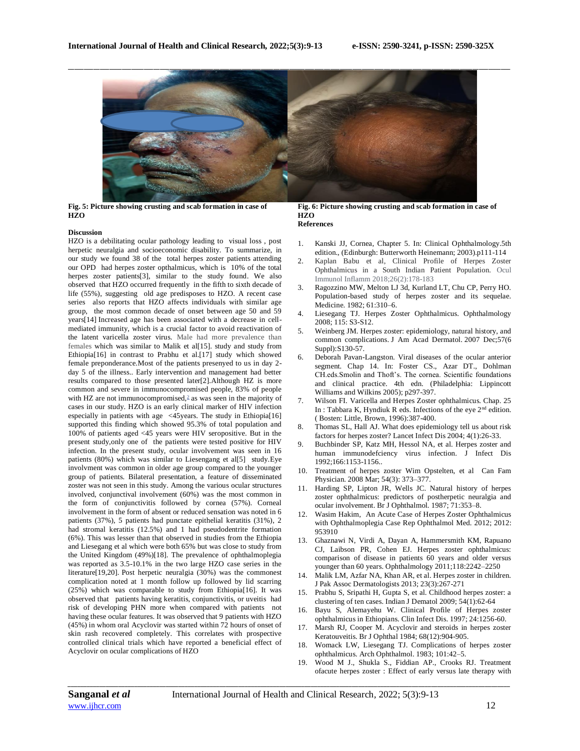**Fig. 5: Picture showing crusting and scab formation in case of HZO**

**Fig. 6: Picture showing crusting and scab formation in case of HZO**

**Discussion**

HZO is a debilitating ocular pathology leading to visual loss , post herpetic neuralgia and socioeconomic disability. To summarize, in our study we found 38 of the total herpes zoster patients attending our OPD had herpes zoster opthalmicus, which is 10% of the total herpes zoster patients[3], similar to the study found. We also observed that HZO occurred frequently in the fifth to sixth decade of life (55%), suggesting old age predisposes to HZO. A recent case series also reports that HZO affects individuals with similar age group, the most common decade of onset between age 50 and 59 years[14] Increased age has been associated with a decrease in cell-mediated immunity, which is a crucial factor to avoid reactivation of the latent varicella zoster virus. Male had more prevalence than females which was similar to Malik et al[15]. study and study from Ethiopia[16] in contrast to Prabhu et al.[17] study which showed female preponderance.Most of the patients presenyed to us in day 2-day 5 of the illness.. Early intervention and management had better results compared to those presented later[2].Although HZ is more common and severe in immunocompromised people, 83% of people with HZ are not immunocompromised,[2] as was seen in the majority of cases in our study. HZO is an early clinical marker of HIV infection especially in patients with age <45years. The study in Ethiopia[16] supported this finding which showed 95.3% of total population and 100% of patients aged <45 years were HIV seropositive. But in the present study,only one of the patients were tested positive for HIV infection. In the present study, ocular involvement was seen in 16 patients (80%) which was similar to Liesengang et al[5] study.Eye involvment was common in older age group compared to the younger group of patients. Bilateral presentation, a feature of disseminated zoster was not seen in this study. Among the various ocular structures involved, conjunctival involvement (60%) was the most common in the form of conjunctivitis followed by cornea (57%). Corneal involvement in the form of absent or reduced sensation was noted in 6 patients (37%), 5 patients had punctate epithelial keratitis (31%), 2 had stromal keratitis (12.5%) and 1 had pseudodentrite formation (6%). This was lesser than that observed in studies from the Ethiopia and Liesegang et al which were both 65% but was close to study from the United Kingdom (49%)[18]. The prevalence of ophthalmoplegia was reported as 3.5-10.1% in the two large HZO case series in the literature[19,20]. Post herpetic neuralgia (30%) was the commonest complication noted at 1 month follow up followed by lid scarring (25%) which was comparable to study from Ethiopia[16]. It was observed that patients having keratitis, conjunctivitis, or uveitis had risk of developing PHN more when compared with patients not having these ocular features. It was observed that 9 patients with HZO (45%) in whom oral Acyclovir was started within 72 hours of onset of skin rash recovered completely. This correlates with prospective controlled clinical trials which have reported a beneficial effect of Acyclovir on ocular complications of HZO

**References**

1. Kanski JJ, Cornea, Chapter 5. In: Clinical Ophthalmology.5th edition., (Edinburgh: Butterworth Heinemann; 2003).p111-114
2. Kaplan Babu et al, Clinical Profile of Herpes Zoster Ophthalmicus in a South Indian Patient Population. Ocul Immunol Inflamm 2018;26(2):178-183
3. Ragozzino MW, Melton LJ 3d, Kurland LT, Chu CP, Perry HO. Population-based study of herpes zoster and its sequelae. Medicine. 1982; 61:310–6.
4. Liesegang TJ. Herpes Zoster Ophthalmicus. Ophthalmology 2008; 115: S3-S12.
5. Weinberg JM. Herpes zoster: epidemiology, natural history, and common complications. J Am Acad Dermatol. 2007 Dec;57(6 Suppl):S130-57.
6. Deborah Pavan-Langston. Viral diseases of the ocular anterior segment. Chap 14. In: Foster CS., Azar DT., Dohlman CH.eds.Smolin and Thoft's. The cornea. Scientific foundations and clinical practice. 4th edn. (Philadelphia: Lippincott Williams and Wilkins 2005); p297-397.
7. Wilson FI. Varicella and Herpes Zoster ophthalmicus. Chap. 25 In : Tabbara K, Hyndiuk R eds. Infections of the eye 2nd edition. ( Bosten: Little, Brown, 1996):387-400.
8. Thomas SL, Hall AJ. What does epidemiology tell us about risk factors for herpes zoster? Lancet Infect Dis 2004; 4(1):26-33.
9. Buchbinder SP, Katz MH, Hessol NA, et al. Herpes zoster and human immunodefciency virus infection. J Infect Dis 1992;166:1153-1156..
10. Treatment of herpes zoster Wim Opstelten, et al Can Fam Physician. 2008 Mar; 54(3): 373–377.
11. Harding SP, Lipton JR, Wells JC. Natural history of herpes zoster ophthalmicus: predictors of postherpetic neuralgia and ocular involvement. Br J Ophthalmol. 1987; 71:353–8.
12. Wasim Hakim, An Acute Case of Herpes Zoster Ophthalmicus with Ophthalmoplegia Case Rep Ophthalmol Med. 2012; 2012: 953910
13. Ghaznawi N, Virdi A, Dayan A, Hammersmith KM, Rapuano CJ, Laibson PR, Cohen EJ. Herpes zoster ophthalmicus: comparison of disease in patients 60 years and older versus younger than 60 years. Ophthalmology 2011;118:2242–2250
14. Malik LM, Azfar NA, Khan AR, et al. Herpes zoster in children. J Pak Assoc Dermatologists 2013; 23(3):267-271
15. Prabhu S, Sripathi H, Gupta S, et al. Childhood herpes zoster: a clustering of ten cases. Indian J Dematol 2009; 54(1):62-64
16. Bayu S, Alemayehu W. Clinical Profile of Herpes zoster ophthalmicus in Ethiopians. Clin Infect Dis. 1997; 24:1256-60.
17. Marsh RJ, Cooper M. Acyclovir and steroids in herpes zoster Keratouveitis. Br J Ophthal 1984; 68(12):904-905.
18. Womack LW, Liesegang TJ. Complications of herpes zoster ophthalmicus. Arch Ophthalmol. 1983; 101:42–5.
19. Wood M J., Shukla S., Fiddian AP., Crooks RJ. Treatment ofacute herpes zoster : Effect of early versus late therapy with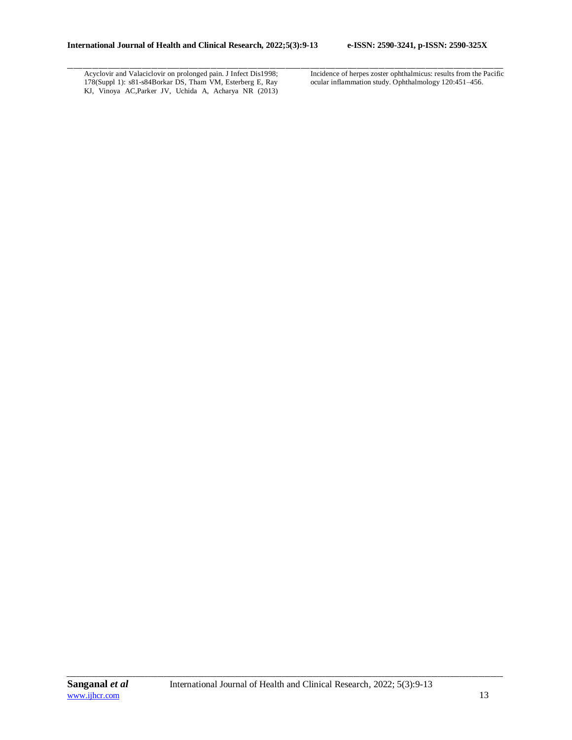Acyclovir and Valaciclovir on prolonged pain. J Infect Dis1998; 178(Suppl 1): s81-s84Borkar DS, Tham VM, Esterberg E, Ray KJ, Vinoya AC,Parker JV, Uchida A, Acharya NR (2013) Incidence of herpes zoster ophthalmicus: results from the Pacific ocular inflammation study. Ophthalmology 120:451–456.